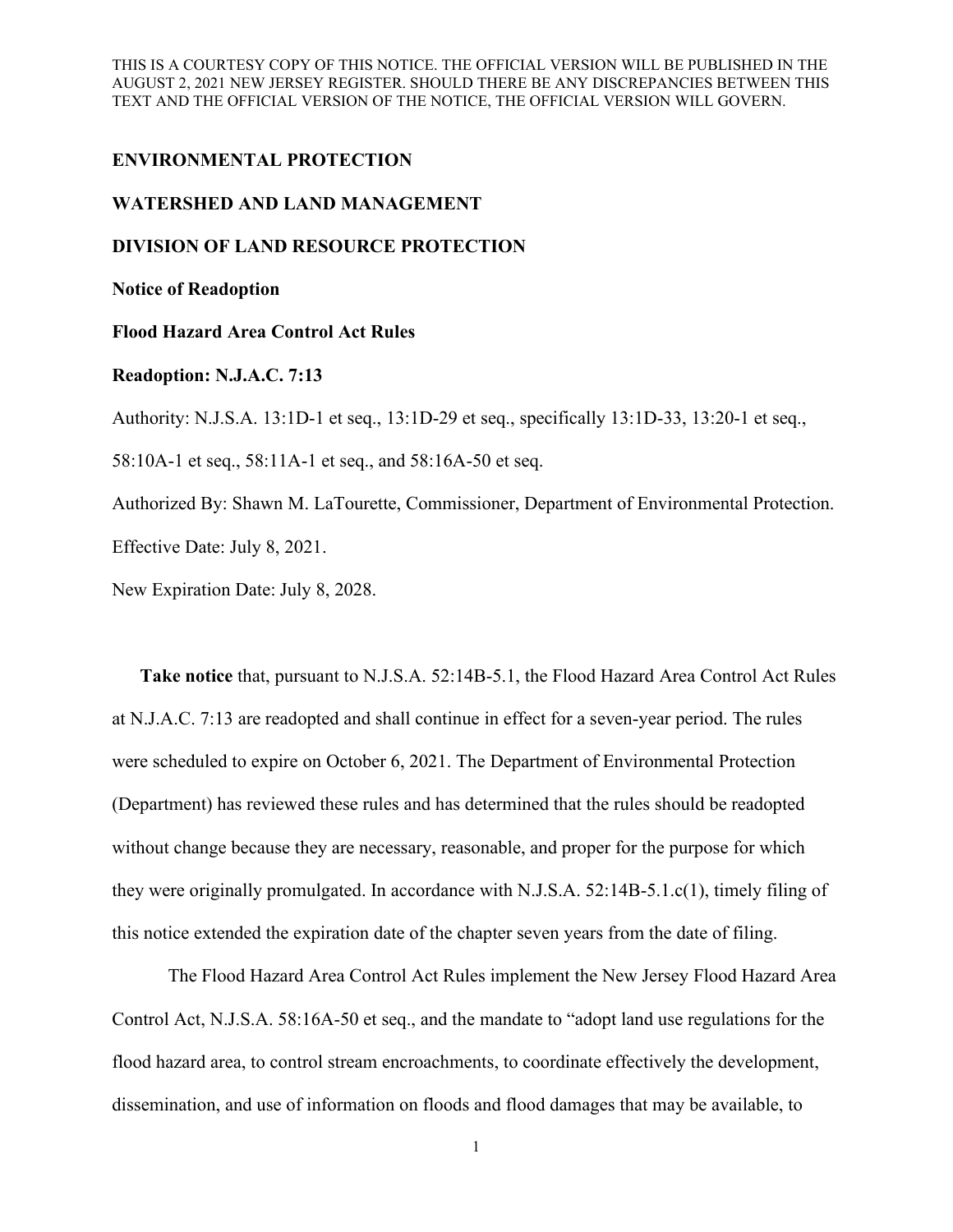THIS IS A COURTESY COPY OF THIS NOTICE. THE OFFICIAL VERSION WILL BE PUBLISHED IN THE AUGUST 2, 2021 NEW JERSEY REGISTER. SHOULD THERE BE ANY DISCREPANCIES BETWEEN THIS TEXT AND THE OFFICIAL VERSION OF THE NOTICE, THE OFFICIAL VERSION WILL GOVERN.

**ENVIRONMENTAL PROTECTION**

**WATERSHED AND LAND MANAGEMENT**

**DIVISION OF LAND RESOURCE PROTECTION**

**Notice of Readoption**

**Flood Hazard Area Control Act Rules**

**Readoption: N.J.A.C. 7:13**

Authority: N.J.S.A. 13:1D-1 et seq., 13:1D-29 et seq., specifically 13:1D-33, 13:20-1 et seq., 58:10A-1 et seq., 58:11A-1 et seq., and 58:16A-50 et seq.

Authorized By: Shawn M. LaTourette, Commissioner, Department of Environmental Protection.

Effective Date: July 8, 2021.

New Expiration Date: July 8, 2028.

**Take notice** that, pursuant to N.J.S.A. 52:14B-5.1, the Flood Hazard Area Control Act Rules at N.J.A.C. 7:13 are readopted and shall continue in effect for a seven-year period. The rules were scheduled to expire on October 6, 2021. The Department of Environmental Protection (Department) has reviewed these rules and has determined that the rules should be readopted without change because they are necessary, reasonable, and proper for the purpose for which they were originally promulgated. In accordance with N.J.S.A. 52:14B-5.1.c(1), timely filing of this notice extended the expiration date of the chapter seven years from the date of filing.

The Flood Hazard Area Control Act Rules implement the New Jersey Flood Hazard Area Control Act, N.J.S.A. 58:16A-50 et seq., and the mandate to "adopt land use regulations for the flood hazard area, to control stream encroachments, to coordinate effectively the development, dissemination, and use of information on floods and flood damages that may be available, to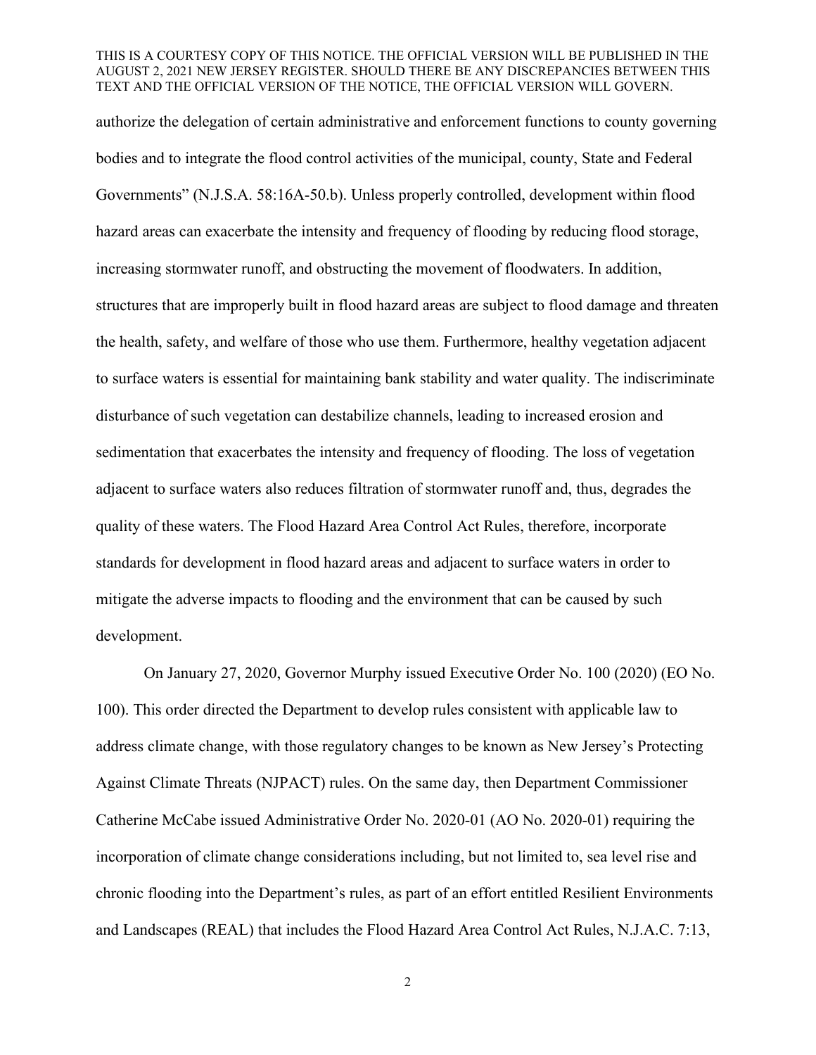authorize the delegation of certain administrative and enforcement functions to county governing bodies and to integrate the flood control activities of the municipal, county, State and Federal Governments" (N.J.S.A. 58:16A-50.b). Unless properly controlled, development within flood hazard areas can exacerbate the intensity and frequency of flooding by reducing flood storage, increasing stormwater runoff, and obstructing the movement of floodwaters. In addition, structures that are improperly built in flood hazard areas are subject to flood damage and threaten the health, safety, and welfare of those who use them. Furthermore, healthy vegetation adjacent to surface waters is essential for maintaining bank stability and water quality. The indiscriminate disturbance of such vegetation can destabilize channels, leading to increased erosion and sedimentation that exacerbates the intensity and frequency of flooding. The loss of vegetation adjacent to surface waters also reduces filtration of stormwater runoff and, thus, degrades the quality of these waters. The Flood Hazard Area Control Act Rules, therefore, incorporate standards for development in flood hazard areas and adjacent to surface waters in order to mitigate the adverse impacts to flooding and the environment that can be caused by such development.

On January 27, 2020, Governor Murphy issued Executive Order No. 100 (2020) (EO No. 100). This order directed the Department to develop rules consistent with applicable law to address climate change, with those regulatory changes to be known as New Jersey's Protecting Against Climate Threats (NJPACT) rules. On the same day, then Department Commissioner Catherine McCabe issued Administrative Order No. 2020-01 (AO No. 2020-01) requiring the incorporation of climate change considerations including, but not limited to, sea level rise and chronic flooding into the Department's rules, as part of an effort entitled Resilient Environments and Landscapes (REAL) that includes the Flood Hazard Area Control Act Rules, N.J.A.C. 7:13,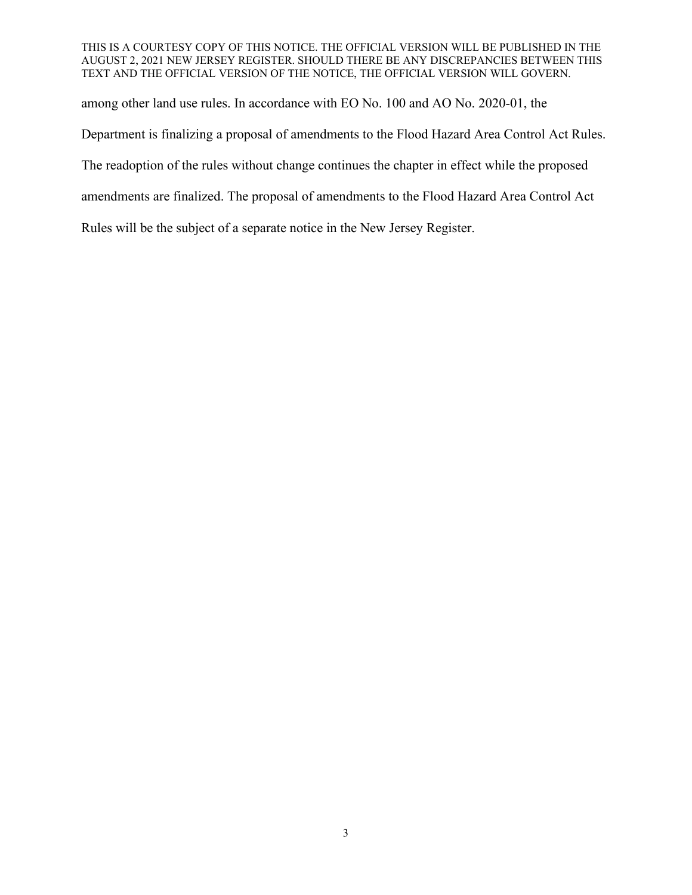among other land use rules. In accordance with EO No. 100 and AO No. 2020-01, the Department is finalizing a proposal of amendments to the Flood Hazard Area Control Act Rules. The readoption of the rules without change continues the chapter in effect while the proposed amendments are finalized. The proposal of amendments to the Flood Hazard Area Control Act Rules will be the subject of a separate notice in the New Jersey Register.